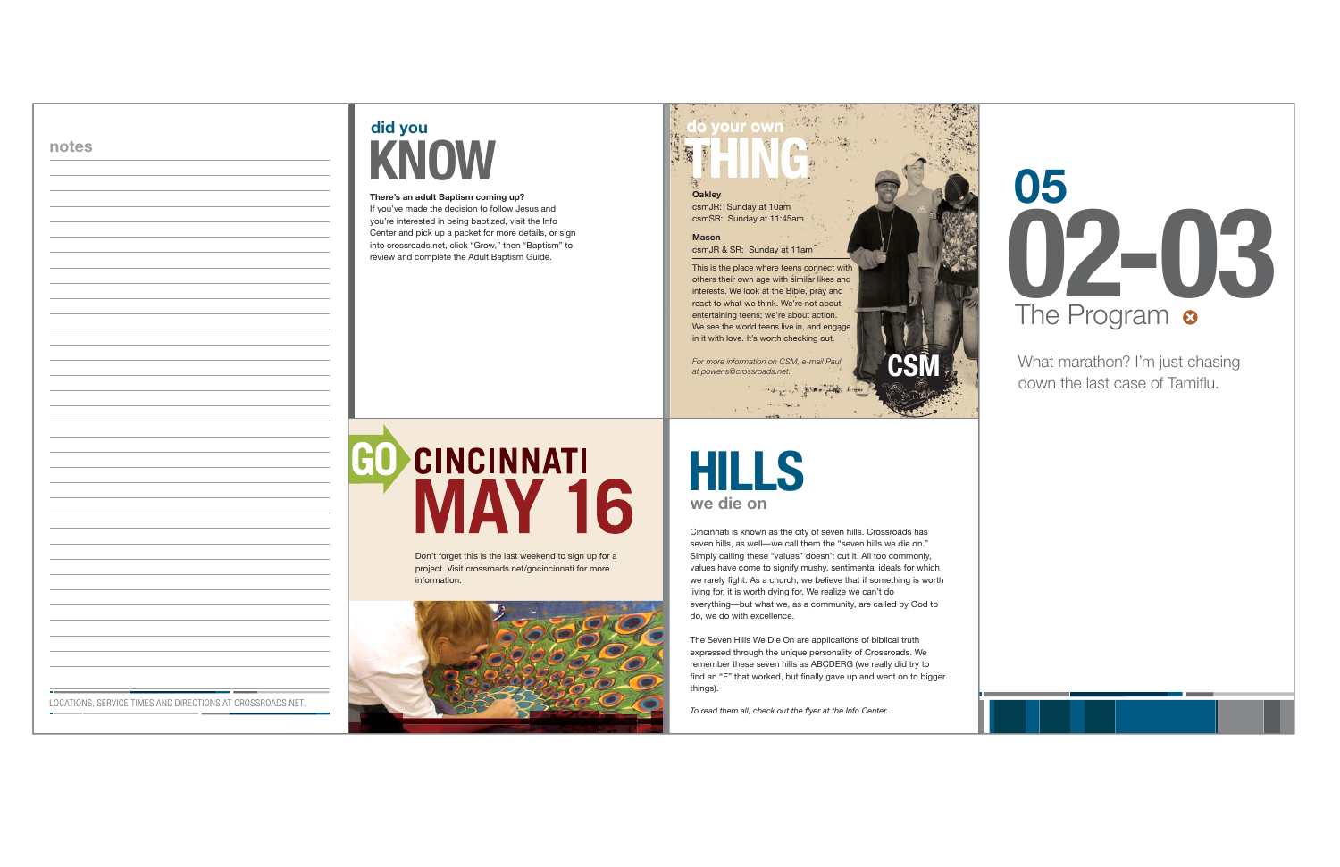## notes

LOCATIONS, SERVICE TIMES AND DIRECTIONS AT CROSSROADS.NET.

## did you KNOW

**There's an adult Baptism coming up?**
If you've made the decision to follow Jesus and you're interested in being baptized, visit the Info Center and pick up a packet for more details, or sign into crossroads.net, click "Grow," then "Baptism" to review and complete the Adult Baptism Guide.

## GO CINCINNATI MAY 16

Don't forget this is the last weekend to sign up for a project. Visit crossroads.net/gocincinnati for more information.

## do your own THING

**Oakley**
csmJR: Sunday at 10am
csmSR: Sunday at 11:45am

**Mason**
csmJR & SR: Sunday at 11am

This is the place where teens connect with others their own age with similar likes and interests. We look at the Bible, pray and react to what we think. We're not about entertaining teens; we're about action. We see the world teens live in, and engage in it with love. It's worth checking out.

*For more information on CSM, e-mail Paul at powens@crossroads.net.*

CSM

## HILLS we die on

Cincinnati is known as the city of seven hills. Crossroads has seven hills, as well—we call them the "seven hills we die on." Simply calling these "values" doesn't cut it. All too commonly, values have come to signify mushy, sentimental ideals for which we rarely fight. As a church, we believe that if something is worth living for, it is worth dying for. We realize we can't do everything—but what we, as a community, are called by God to do, we do with excellence.

The Seven Hills We Die On are applications of biblical truth expressed through the unique personality of Crossroads. We remember these seven hills as ABCDERG (we really did try to find an "F" that worked, but finally gave up and went on to bigger things).

*To read them all, check out the flyer at the Info Center.*

# 05 02-03

## The Program

What marathon? I'm just chasing down the last case of Tamiflu.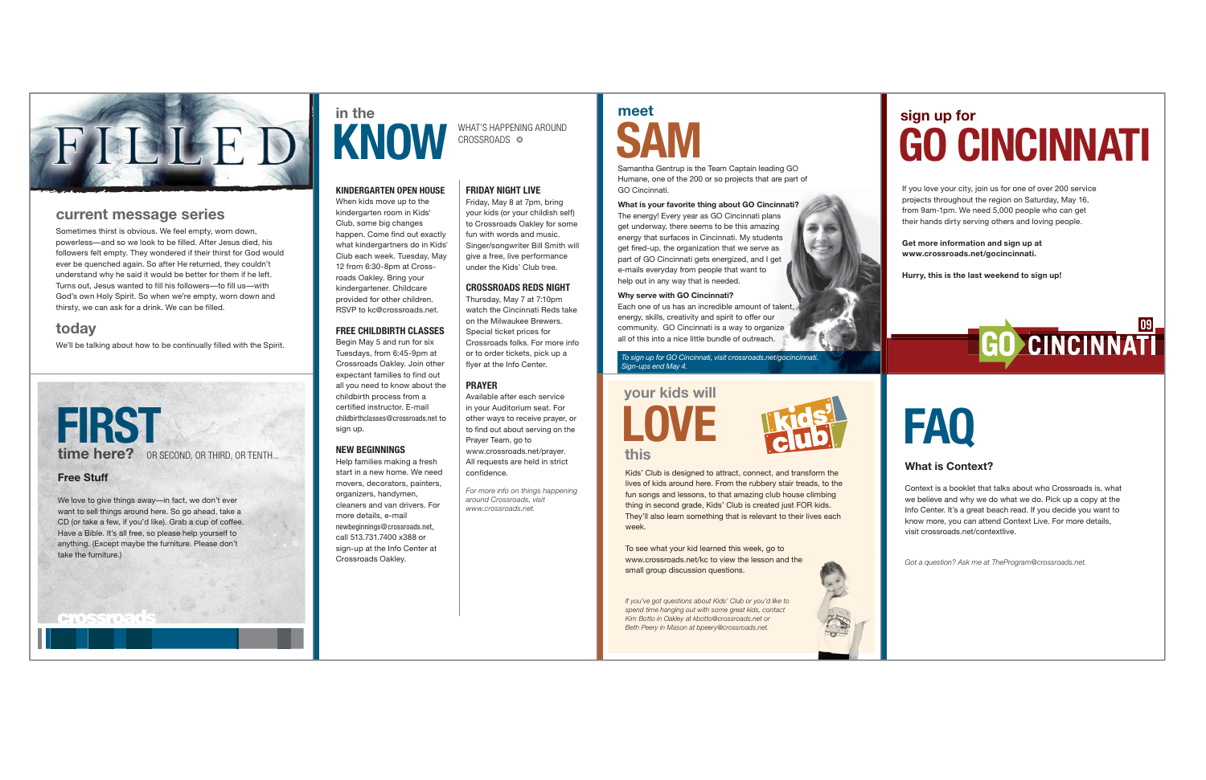# FILLED

## current message series

Sometimes thirst is obvious. We feel empty, worn down, powerless—and so we look to be filled. After Jesus died, his followers felt empty. They wondered if their thirst for God would ever be quenched again. So after He returned, they couldn't understand why he said it would be better for them if he left. Turns out, Jesus wanted to fill his followers—to fill us—with God's own Holy Spirit. So when we're empty, worn down and thirsty, we can ask for a drink. We can be filled.

## today

We'll be talking about how to be continually filled with the Spirit.

# FIRST time here? OR SECOND, OR THIRD, OR TENTH...

### Free Stuff

We love to give things away—in fact, we don't ever want to sell things around here. So go ahead, take a CD (or take a few, if you'd like). Grab a cup of coffee. Have a Bible. It's all free, so please help yourself to anything. (Except maybe the furniture. Please don't take the furniture.)

crossroads

# in the KNOW

WHAT'S HAPPENING AROUND CROSSROADS

### KINDERGARTEN OPEN HOUSE

When kids move up to the kindergarten room in Kids' Club, some big changes happen. Come find out exactly what kindergartners do in Kids' Club each week. Tuesday, May 12 from 6:30-8pm at Crossroads Oakley. Bring your kindergartener. Childcare provided for other children. RSVP to kc@crossroads.net.

### FREE CHILDBIRTH CLASSES

Begin May 5 and run for six Tuesdays, from 6:45-9pm at Crossroads Oakley. Join other expectant families to find out all you need to know about the childbirth process from a certified instructor. E-mail childbirthclasses@crossroads.net to sign up.

### NEW BEGINNINGS

Help families making a fresh start in a new home. We need movers, decorators, painters, organizers, handymen, cleaners and van drivers. For more details, e-mail newbeginnings@crossroads.net, call 513.731.7400 x388 or sign-up at the Info Center at Crossroads Oakley.

### FRIDAY NIGHT LIVE

Friday, May 8 at 7pm, bring your kids (or your childish self) to Crossroads Oakley for some fun with words and music. Singer/songwriter Bill Smith will give a free, live performance under the Kids' Club tree.

### CROSSROADS REDS NIGHT

Thursday, May 7 at 7:10pm watch the Cincinnati Reds take on the Milwaukee Brewers. Special ticket prices for Crossroads folks. For more info or to order tickets, pick up a flyer at the Info Center.

### PRAYER

Available after each service in your Auditorium seat. For other ways to receive prayer, or to find out about serving on the Prayer Team, go to www.crossroads.net/prayer. All requests are held in strict confidence.

*For more info on things happening around Crossroads, visit www.crossroads.net.*

# meet SAM

Samantha Gentrup is the Team Captain leading GO Humane, one of the 200 or so projects that are part of GO Cincinnati.

**What is your favorite thing about GO Cincinnati?**

The energy! Every year as GO Cincinnati plans get underway, there seems to be this amazing energy that surfaces in Cincinnati. My students get fired-up, the organization that we serve as part of GO Cincinnati gets energized, and I get e-mails everyday from people that want to help out in any way that is needed.

**Why serve with GO Cincinnati?**

Each one of us has an incredible amount of talent, energy, skills, creativity and spirit to offer our community. GO Cincinnati is a way to organize all of this into a nice little bundle of outreach.

*To sign up for GO Cincinnati, visit crossroads.net/gocincinnati. Sign-ups end May 4.*

# your kids will LOVE this

kids' club

Kids' Club is designed to attract, connect, and transform the lives of kids around here. From the rubbery stair treads, to the fun songs and lessons, to that amazing club house climbing thing in second grade, Kids' Club is created just FOR kids. They'll also learn something that is relevant to their lives each week.

To see what your kid learned this week, go to www.crossroads.net/kc to view the lesson and the small group discussion questions.

*If you've got questions about Kids' Club or you'd like to spend time hanging out with some great kids, contact Kim Botto in Oakley at kbotto@crossroads.net or Beth Peery in Mason at bpeery@crossroads.net.*

# sign up for GO CINCINNATI

If you love your city, join us for one of over 200 service projects throughout the region on Saturday, May 16, from 9am-1pm. We need 5,000 people who can get their hands dirty serving others and loving people.

**Get more information and sign up at www.crossroads.net/gocincinnati.**

**Hurry, this is the last weekend to sign up!**

09 GO CINCINNATI

# FAQ

### What is Context?

Context is a booklet that talks about who Crossroads is, what we believe and why we do what we do. Pick up a copy at the Info Center. It's a great beach read. If you decide you want to know more, you can attend Context Live. For more details, visit crossroads.net/contextlive.

*Got a question? Ask me at TheProgram@crossroads.net.*